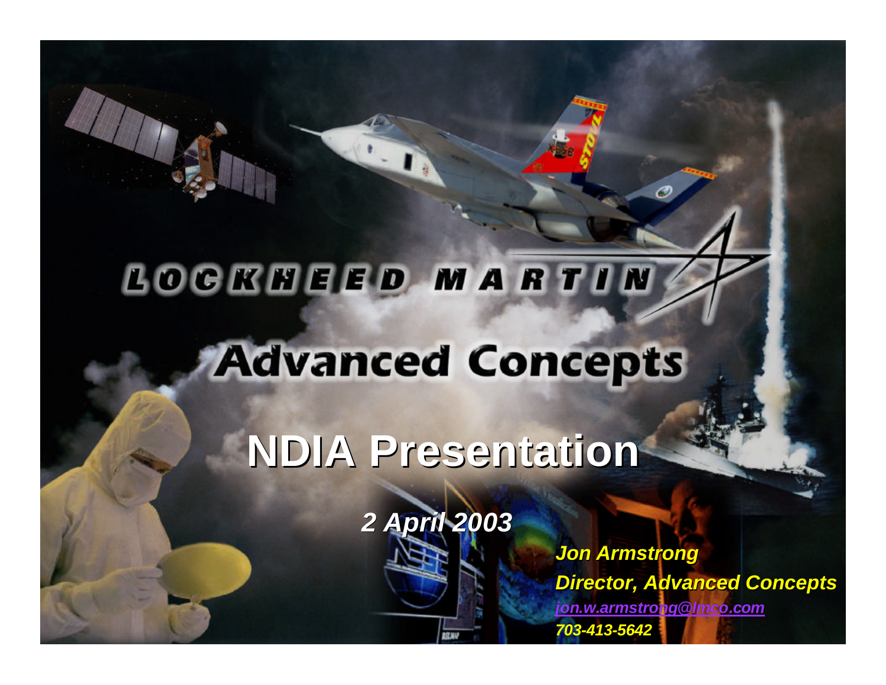# LOCKHEED MARTIN

## Advanced Concepts

# NDIA Presentation

*2 April 2003*

***Jon Armstrong***
***Director, Advanced Concepts***
***jon.w.armstrong@lmco.com***
***703-413-5642***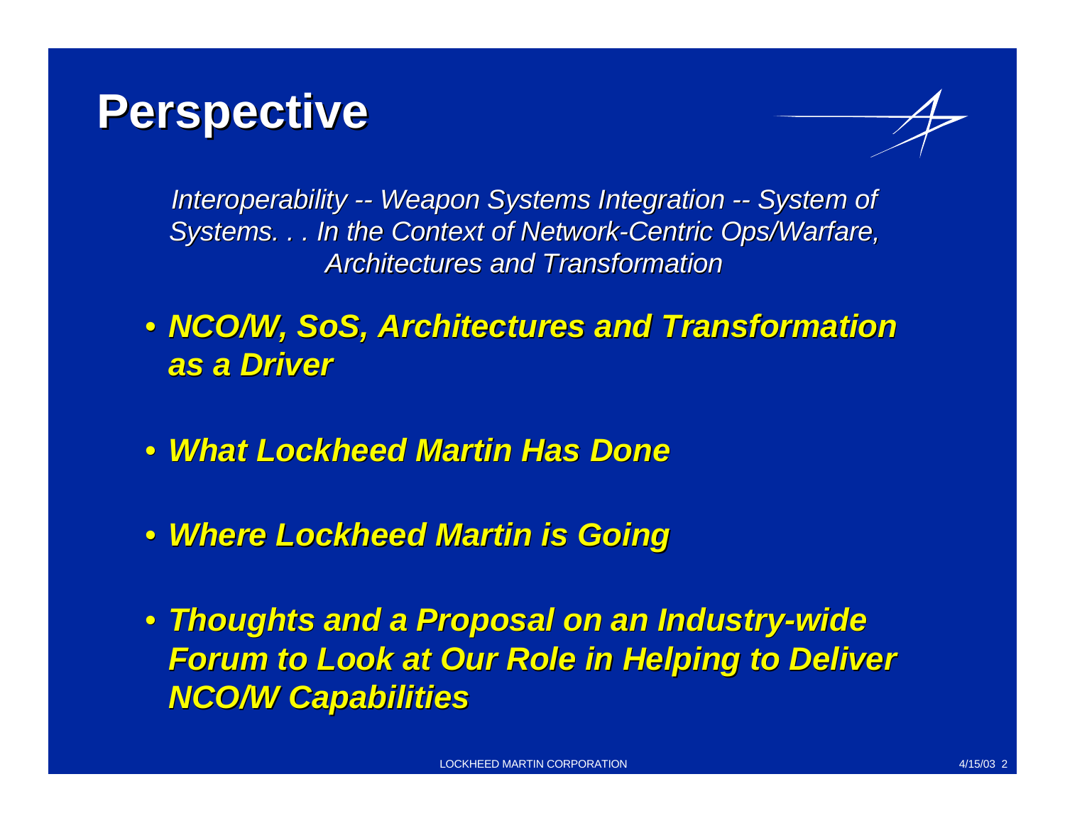# Perspective

*Interoperability -- Weapon Systems Integration -- System of Systems. . . In the Context of Network-Centric Ops/Warfare, Architectures and Transformation*

- ***NCO/W, SoS, Architectures and Transformation as a Driver***
- ***What Lockheed Martin Has Done***
- ***Where Lockheed Martin is Going***
- ***Thoughts and a Proposal on an Industry-wide Forum to Look at Our Role in Helping to Deliver NCO/W Capabilities***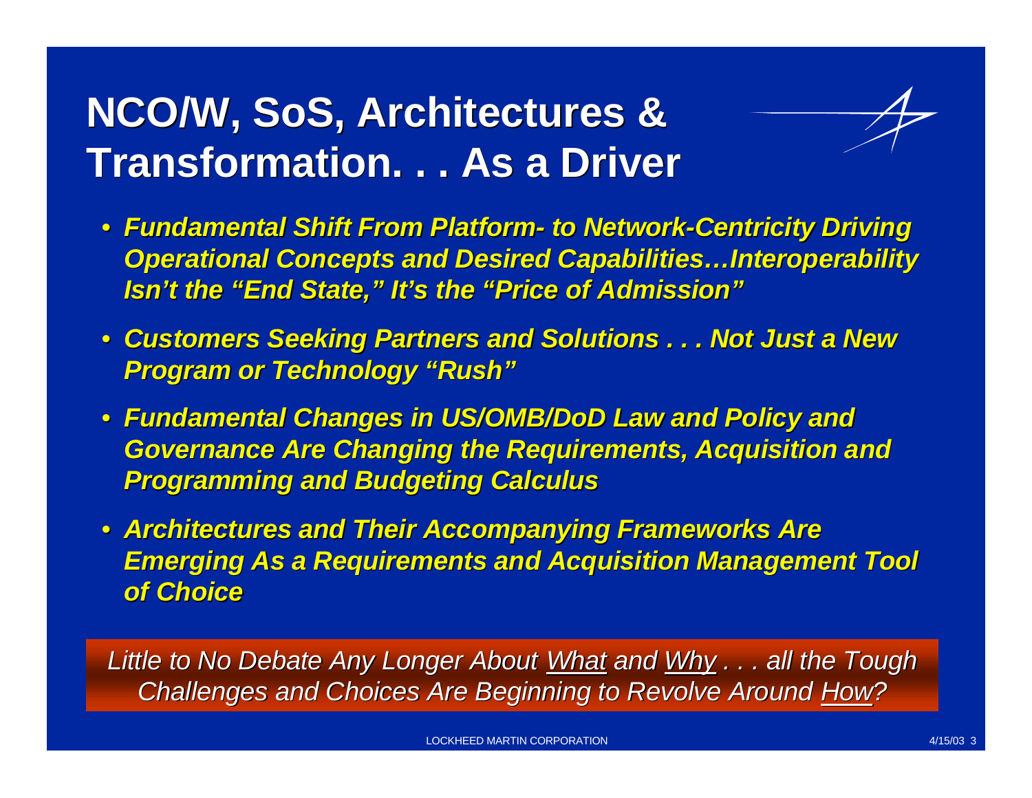# NCO/W, SoS, Architectures & Transformation. . . As a Driver

- ***Fundamental Shift From Platform- to Network-Centricity Driving Operational Concepts and Desired Capabilities…Interoperability Isn't the "End State," It's the "Price of Admission"***
- ***Customers Seeking Partners and Solutions . . . Not Just a New Program or Technology "Rush"***
- ***Fundamental Changes in US/OMB/DoD Law and Policy and Governance Are Changing the Requirements, Acquisition and Programming and Budgeting Calculus***
- ***Architectures and Their Accompanying Frameworks Are Emerging As a Requirements and Acquisition Management Tool of Choice***

*Little to No Debate Any Longer About <u>What</u> and <u>Why</u> . . . all the Tough Challenges and Choices Are Beginning to Revolve Around <u>How</u>?*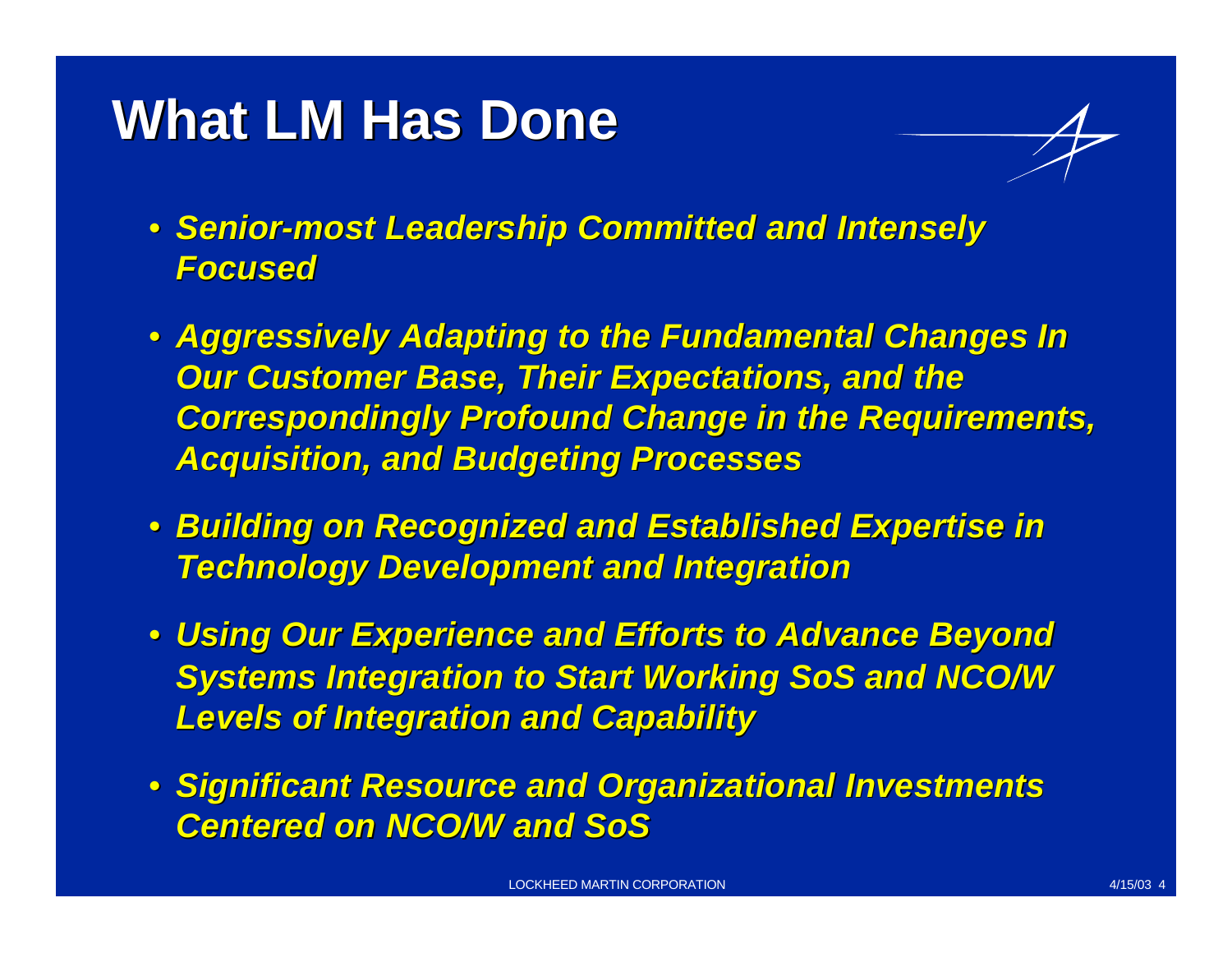# What LM Has Done

- ***Senior-most Leadership Committed and Intensely Focused***
- ***Aggressively Adapting to the Fundamental Changes In Our Customer Base, Their Expectations, and the Correspondingly Profound Change in the Requirements, Acquisition, and Budgeting Processes***
- ***Building on Recognized and Established Expertise in Technology Development and Integration***
- ***Using Our Experience and Efforts to Advance Beyond Systems Integration to Start Working SoS and NCO/W Levels of Integration and Capability***
- ***Significant Resource and Organizational Investments Centered on NCO/W and SoS***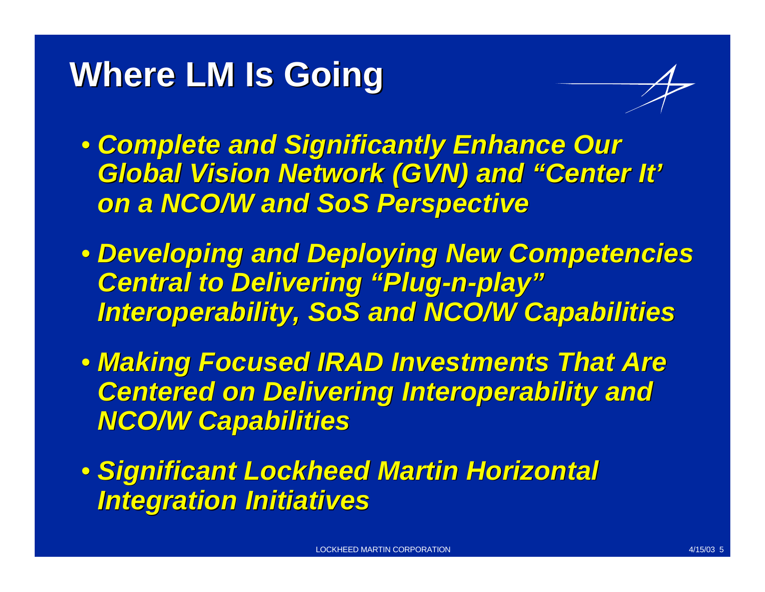# Where LM Is Going

- ***Complete and Significantly Enhance Our Global Vision Network (GVN) and "Center It' on a NCO/W and SoS Perspective***
- ***Developing and Deploying New Competencies Central to Delivering "Plug-n-play" Interoperability, SoS and NCO/W Capabilities***
- ***Making Focused IRAD Investments That Are Centered on Delivering Interoperability and NCO/W Capabilities***
- ***Significant Lockheed Martin Horizontal Integration Initiatives***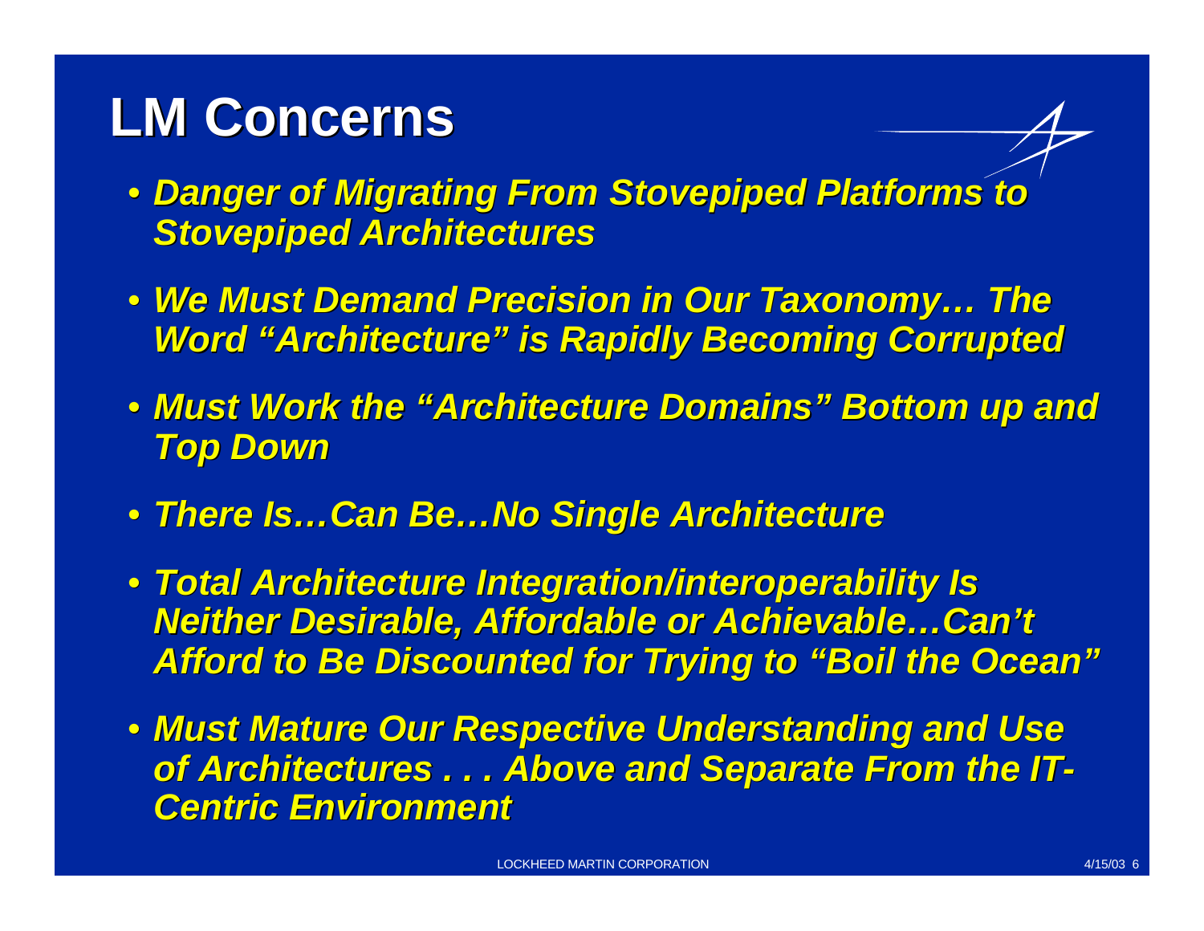# LM Concerns

- *Danger of Migrating From Stovepiped Platforms to Stovepiped Architectures*
- *We Must Demand Precision in Our Taxonomy… The Word "Architecture" is Rapidly Becoming Corrupted*
- *Must Work the "Architecture Domains" Bottom up and Top Down*
- *There Is…Can Be…No Single Architecture*
- *Total Architecture Integration/interoperability Is Neither Desirable, Affordable or Achievable…Can't Afford to Be Discounted for Trying to "Boil the Ocean"*
- *Must Mature Our Respective Understanding and Use of Architectures . . . Above and Separate From the IT-Centric Environment*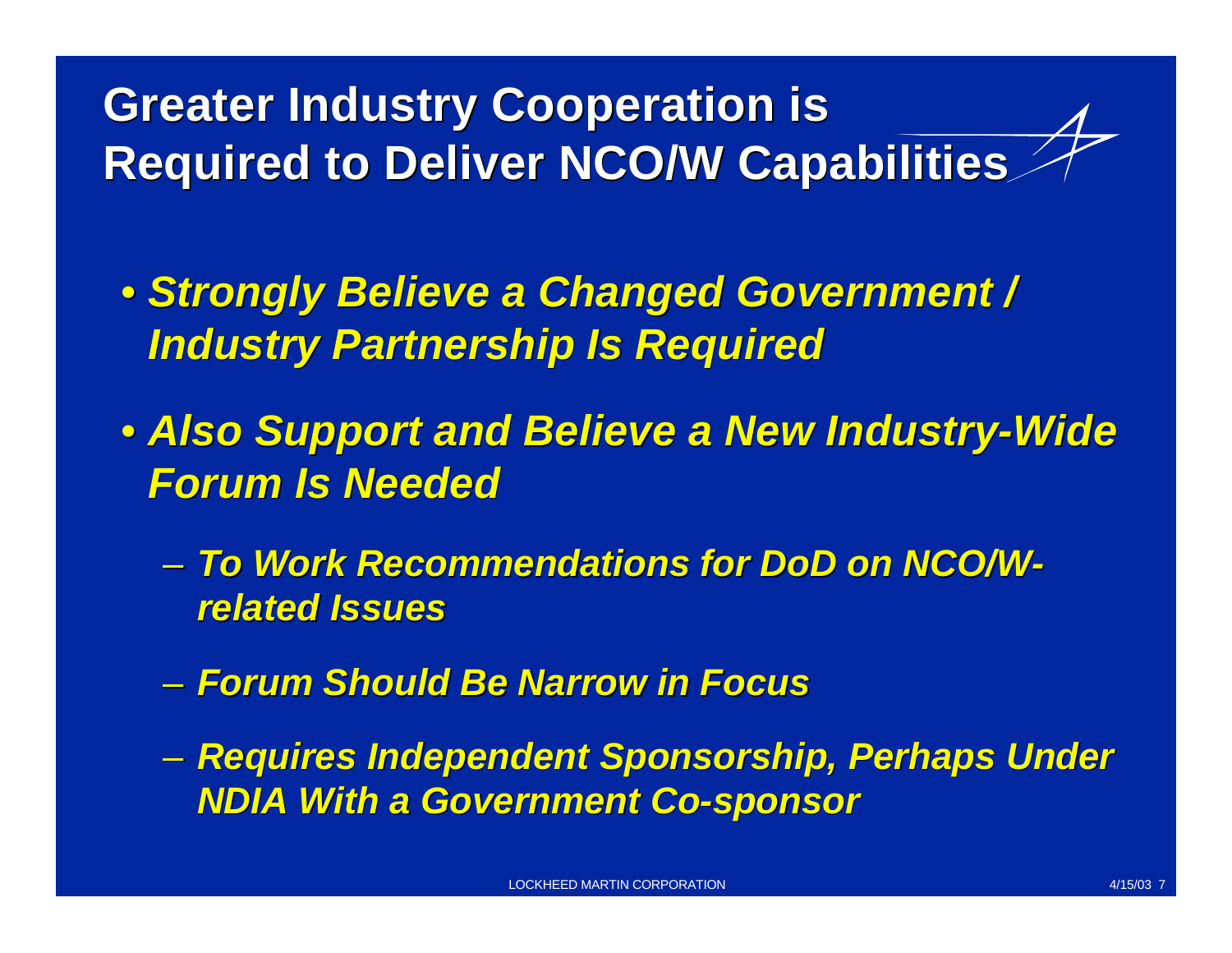# Greater Industry Cooperation is Required to Deliver NCO/W Capabilities

- ***Strongly Believe a Changed Government / Industry Partnership Is Required***
- ***Also Support and Believe a New Industry-Wide Forum Is Needed***
  - ***To Work Recommendations for DoD on NCO/W-related Issues***
  - ***Forum Should Be Narrow in Focus***
  - ***Requires Independent Sponsorship, Perhaps Under NDIA With a Government Co-sponsor***